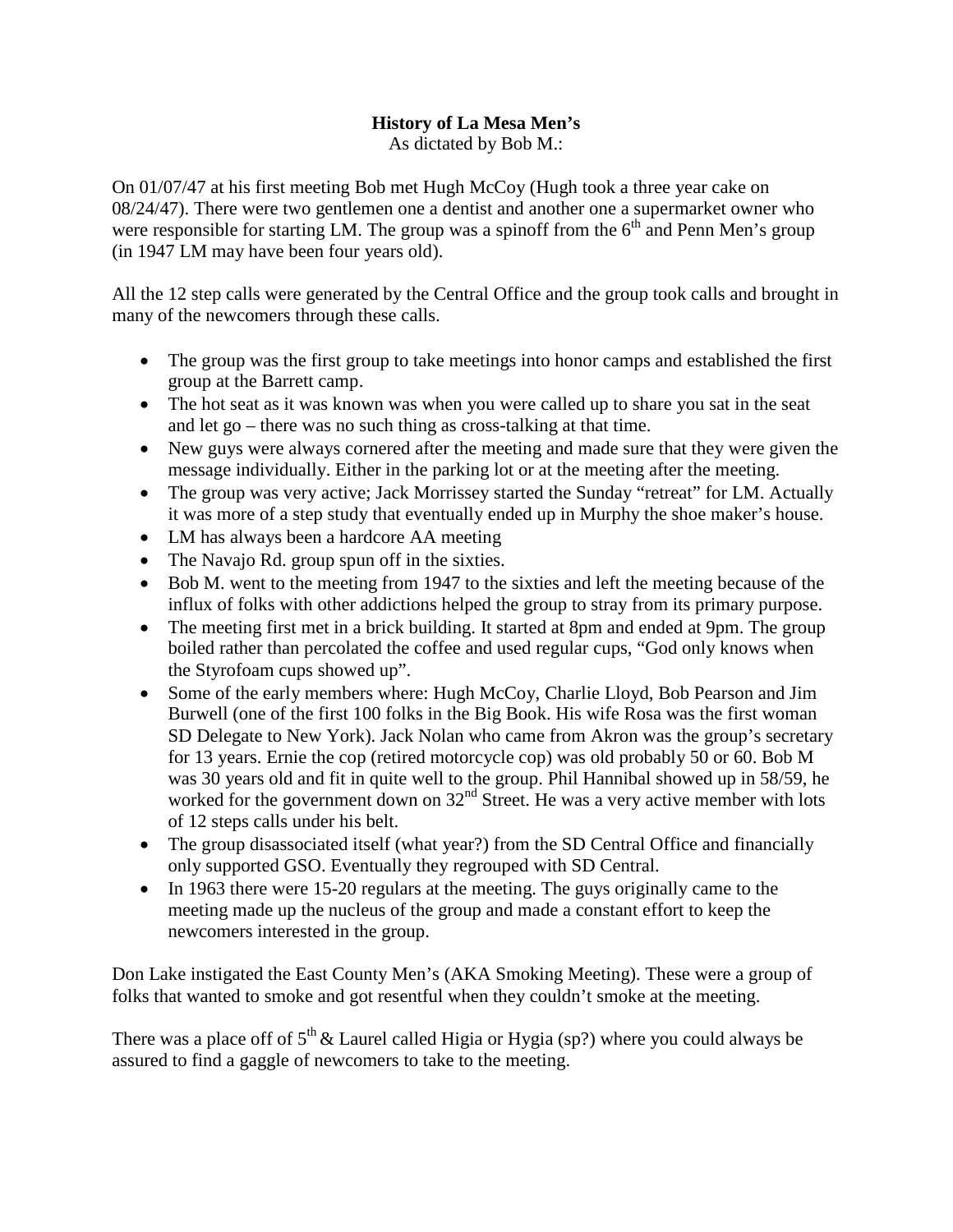**History of La Mesa Men's**

As dictated by Bob M.:

On 01/07/47 at his first meeting Bob met Hugh McCoy (Hugh took a three year cake on 08/24/47). There were two gentlemen one a dentist and another one a supermarket owner who were responsible for starting LM. The group was a spinoff from the 6th and Penn Men's group (in 1947 LM may have been four years old).

All the 12 step calls were generated by the Central Office and the group took calls and brought in many of the newcomers through these calls.

- The group was the first group to take meetings into honor camps and established the first group at the Barrett camp.
- The hot seat as it was known was when you were called up to share you sat in the seat and let go – there was no such thing as cross-talking at that time.
- New guys were always cornered after the meeting and made sure that they were given the message individually. Either in the parking lot or at the meeting after the meeting.
- The group was very active; Jack Morrissey started the Sunday "retreat" for LM. Actually it was more of a step study that eventually ended up in Murphy the shoe maker's house.
- LM has always been a hardcore AA meeting
- The Navajo Rd. group spun off in the sixties.
- Bob M. went to the meeting from 1947 to the sixties and left the meeting because of the influx of folks with other addictions helped the group to stray from its primary purpose.
- The meeting first met in a brick building. It started at 8pm and ended at 9pm. The group boiled rather than percolated the coffee and used regular cups, "God only knows when the Styrofoam cups showed up".
- Some of the early members where: Hugh McCoy, Charlie Lloyd, Bob Pearson and Jim Burwell (one of the first 100 folks in the Big Book. His wife Rosa was the first woman SD Delegate to New York). Jack Nolan who came from Akron was the group's secretary for 13 years. Ernie the cop (retired motorcycle cop) was old probably 50 or 60. Bob M was 30 years old and fit in quite well to the group. Phil Hannibal showed up in 58/59, he worked for the government down on 32nd Street. He was a very active member with lots of 12 steps calls under his belt.
- The group disassociated itself (what year?) from the SD Central Office and financially only supported GSO. Eventually they regrouped with SD Central.
- In 1963 there were 15-20 regulars at the meeting. The guys originally came to the meeting made up the nucleus of the group and made a constant effort to keep the newcomers interested in the group.

Don Lake instigated the East County Men's (AKA Smoking Meeting). These were a group of folks that wanted to smoke and got resentful when they couldn't smoke at the meeting.

There was a place off of 5th & Laurel called Higia or Hygia (sp?) where you could always be assured to find a gaggle of newcomers to take to the meeting.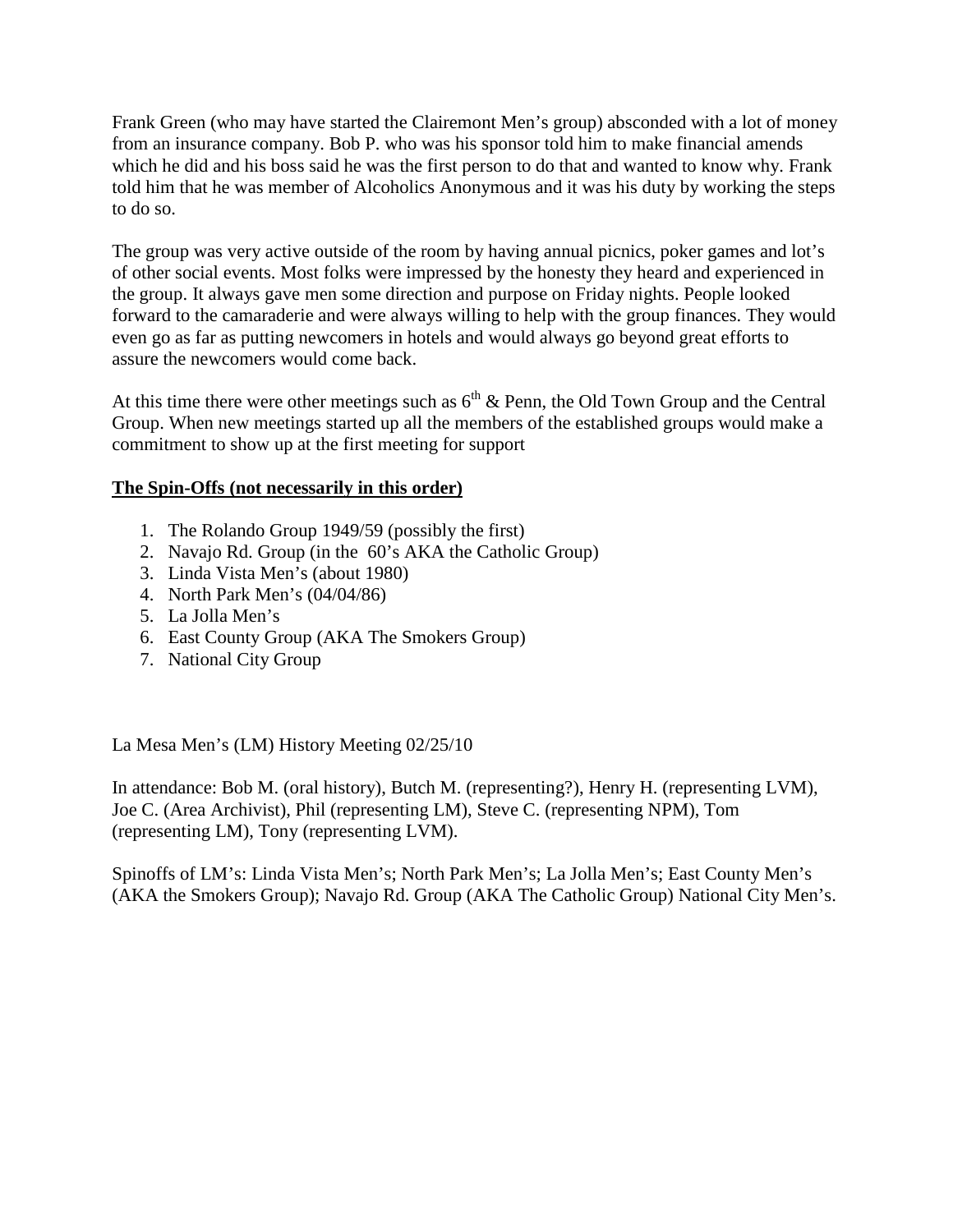Frank Green (who may have started the Clairemont Men's group) absconded with a lot of money from an insurance company. Bob P. who was his sponsor told him to make financial amends which he did and his boss said he was the first person to do that and wanted to know why. Frank told him that he was member of Alcoholics Anonymous and it was his duty by working the steps to do so.

The group was very active outside of the room by having annual picnics, poker games and lot's of other social events. Most folks were impressed by the honesty they heard and experienced in the group. It always gave men some direction and purpose on Friday nights. People looked forward to the camaraderie and were always willing to help with the group finances. They would even go as far as putting newcomers in hotels and would always go beyond great efforts to assure the newcomers would come back.

At this time there were other meetings such as 6th & Penn, the Old Town Group and the Central Group. When new meetings started up all the members of the established groups would make a commitment to show up at the first meeting for support

**The Spin-Offs (not necessarily in this order)**

1. The Rolando Group 1949/59 (possibly the first)
2. Navajo Rd. Group (in the 60's AKA the Catholic Group)
3. Linda Vista Men's (about 1980)
4. North Park Men's (04/04/86)
5. La Jolla Men's
6. East County Group (AKA The Smokers Group)
7. National City Group

La Mesa Men's (LM) History Meeting 02/25/10

In attendance: Bob M. (oral history), Butch M. (representing?), Henry H. (representing LVM), Joe C. (Area Archivist), Phil (representing LM), Steve C. (representing NPM), Tom (representing LM), Tony (representing LVM).

Spinoffs of LM's: Linda Vista Men's; North Park Men's; La Jolla Men's; East County Men's (AKA the Smokers Group); Navajo Rd. Group (AKA The Catholic Group) National City Men's.